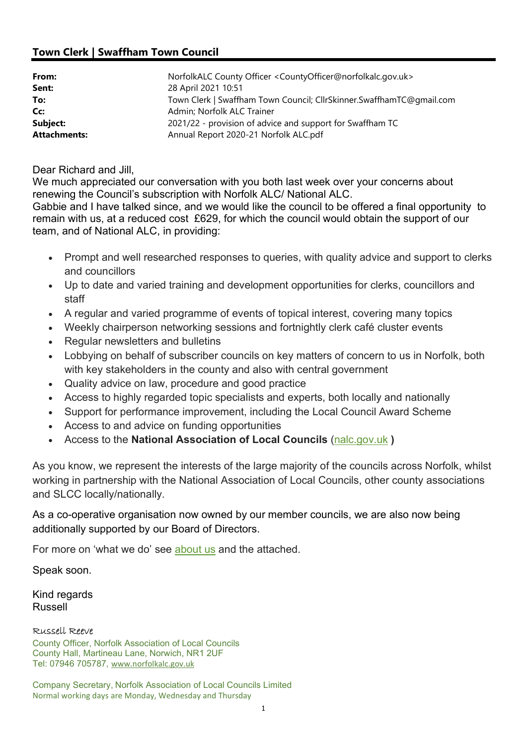## Town Clerk | Swaffham Town Council

| | |
|---|---|
| **From:** | NorfolkALC County Officer <CountyOfficer@norfolkalc.gov.uk> |
| **Sent:** | 28 April 2021 10:51 |
| **To:** | Town Clerk \| Swaffham Town Council; CllrSkinner.SwaffhamTC@gmail.com |
| **Cc:** | Admin; Norfolk ALC Trainer |
| **Subject:** | 2021/22 - provision of advice and support for Swaffham TC |
| **Attachments:** | Annual Report 2020-21 Norfolk ALC.pdf |

Dear Richard and Jill,
We much appreciated our conversation with you both last week over your concerns about renewing the Council's subscription with Norfolk ALC/ National ALC.
Gabbie and I have talked since, and we would like the council to be offered a final opportunity to remain with us, at a reduced cost £629, for which the council would obtain the support of our team, and of National ALC, in providing:

- Prompt and well researched responses to queries, with quality advice and support to clerks and councillors
- Up to date and varied training and development opportunities for clerks, councillors and staff
- A regular and varied programme of events of topical interest, covering many topics
- Weekly chairperson networking sessions and fortnightly clerk café cluster events
- Regular newsletters and bulletins
- Lobbying on behalf of subscriber councils on key matters of concern to us in Norfolk, both with key stakeholders in the county and also with central government
- Quality advice on law, procedure and good practice
- Access to highly regarded topic specialists and experts, both locally and nationally
- Support for performance improvement, including the Local Council Award Scheme
- Access to and advice on funding opportunities
- Access to the **National Association of Local Councils** (nalc.gov.uk **)**

As you know, we represent the interests of the large majority of the councils across Norfolk, whilst working in partnership with the National Association of Local Councils, other county associations and SLCC locally/nationally.

As a co-operative organisation now owned by our member councils, we are also now being additionally supported by our Board of Directors.

For more on 'what we do' see about us and the attached.

Speak soon.

Kind regards
Russell

Russell Reeve
County Officer, Norfolk Association of Local Councils
County Hall, Martineau Lane, Norwich, NR1 2UF
Tel: 07946 705787, www.norfolkalc.gov.uk

Company Secretary, Norfolk Association of Local Councils Limited
Normal working days are Monday, Wednesday and Thursday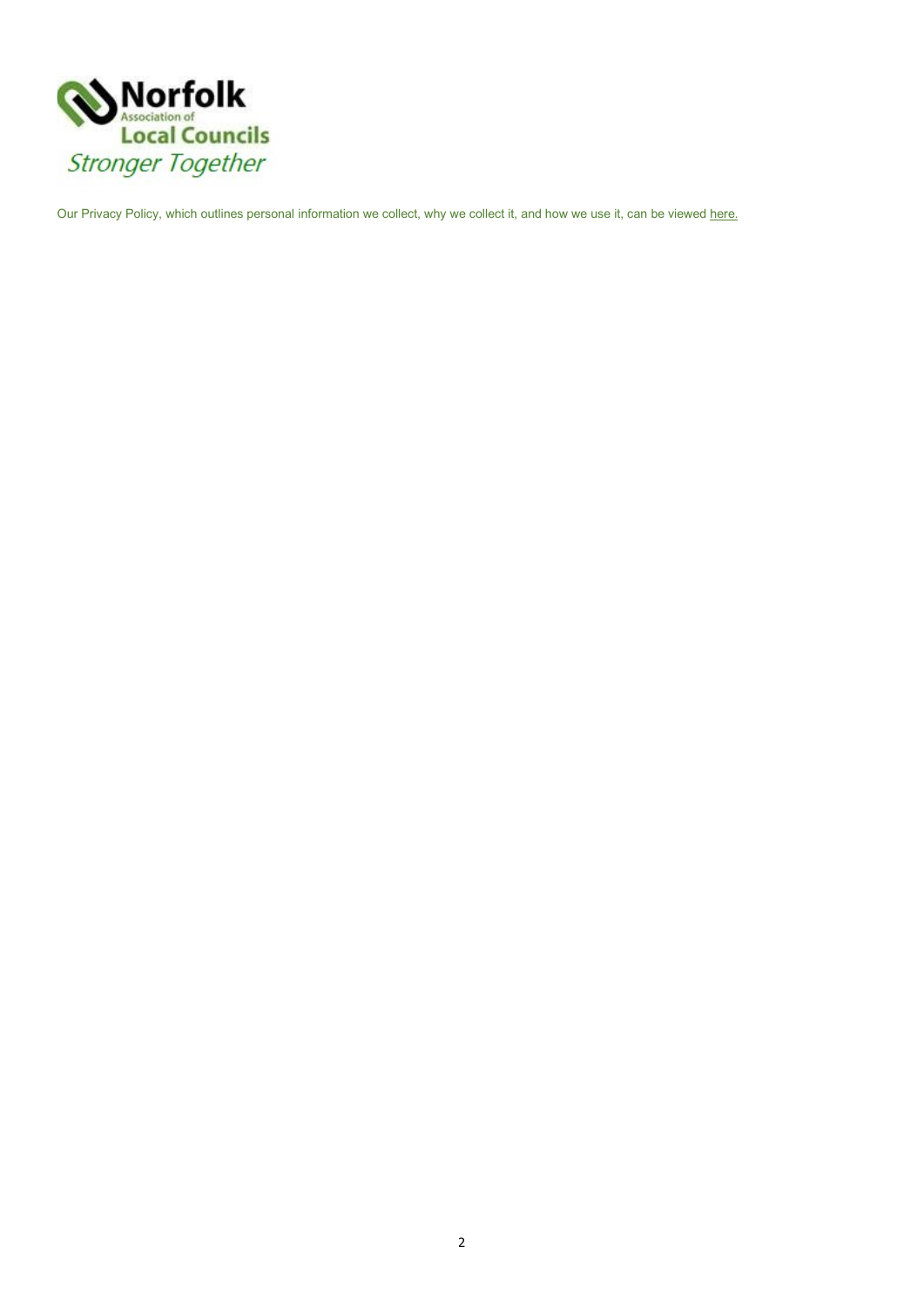Norfolk
Association of
Local Councils
*Stronger Together*

Our Privacy Policy, which outlines personal information we collect, why we collect it, and how we use it, can be viewed here.